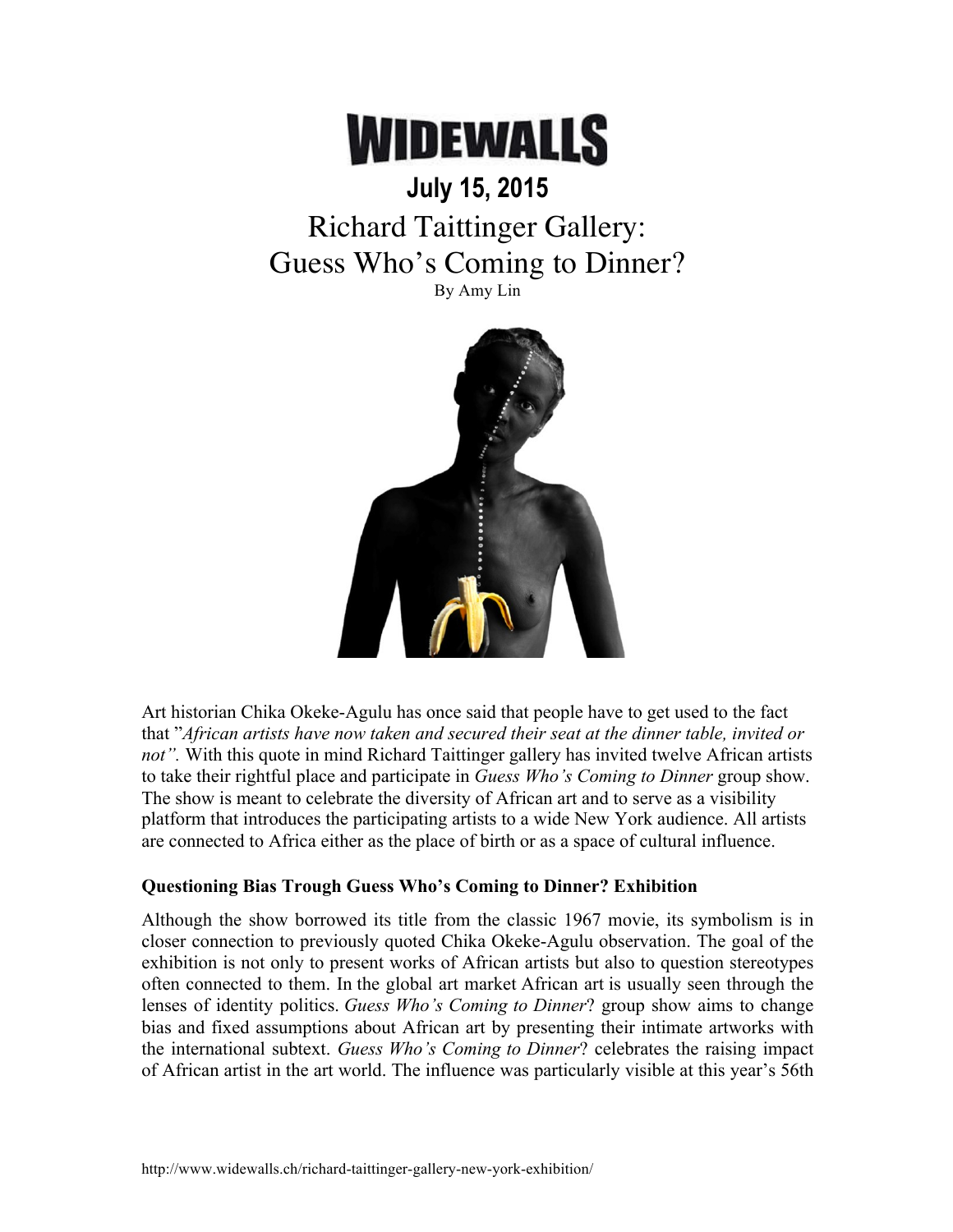# WIDEWALLS

## July 15, 2015

# Richard Taittinger Gallery: Guess Who's Coming to Dinner?

By Amy Lin

Art historian Chika Okeke-Agulu has once said that people have to get used to the fact that "*African artists have now taken and secured their seat at the dinner table, invited or not".* With this quote in mind Richard Taittinger gallery has invited twelve African artists to take their rightful place and participate in *Guess Who's Coming to Dinner* group show. The show is meant to celebrate the diversity of African art and to serve as a visibility platform that introduces the participating artists to a wide New York audience. All artists are connected to Africa either as the place of birth or as a space of cultural influence.

**Questioning Bias Trough Guess Who's Coming to Dinner? Exhibition**

Although the show borrowed its title from the classic 1967 movie, its symbolism is in closer connection to previously quoted Chika Okeke-Agulu observation. The goal of the exhibition is not only to present works of African artists but also to question stereotypes often connected to them. In the global art market African art is usually seen through the lenses of identity politics. *Guess Who's Coming to Dinner*? group show aims to change bias and fixed assumptions about African art by presenting their intimate artworks with the international subtext. *Guess Who's Coming to Dinner*? celebrates the raising impact of African artist in the art world. The influence was particularly visible at this year's 56th

http://www.widewalls.ch/richard-taittinger-gallery-new-york-exhibition/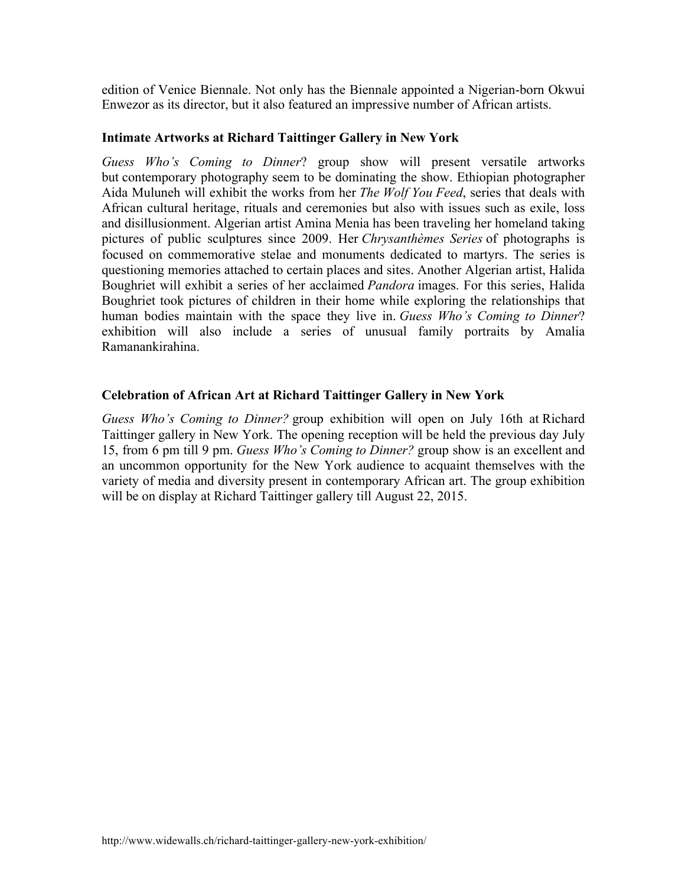edition of Venice Biennale. Not only has the Biennale appointed a Nigerian-born Okwui Enwezor as its director, but it also featured an impressive number of African artists.

### Intimate Artworks at Richard Taittinger Gallery in New York

*Guess Who's Coming to Dinner*? group show will present versatile artworks but contemporary photography seem to be dominating the show. Ethiopian photographer Aida Muluneh will exhibit the works from her *The Wolf You Feed*, series that deals with African cultural heritage, rituals and ceremonies but also with issues such as exile, loss and disillusionment. Algerian artist Amina Menia has been traveling her homeland taking pictures of public sculptures since 2009. Her *Chrysanthèmes Series* of photographs is focused on commemorative stelae and monuments dedicated to martyrs. The series is questioning memories attached to certain places and sites. Another Algerian artist, Halida Boughriet will exhibit a series of her acclaimed *Pandora* images. For this series, Halida Boughriet took pictures of children in their home while exploring the relationships that human bodies maintain with the space they live in. *Guess Who's Coming to Dinner*? exhibition will also include a series of unusual family portraits by Amalia Ramanankirahina.

### Celebration of African Art at Richard Taittinger Gallery in New York

*Guess Who's Coming to Dinner?* group exhibition will open on July 16th at Richard Taittinger gallery in New York. The opening reception will be held the previous day July 15, from 6 pm till 9 pm. *Guess Who's Coming to Dinner?* group show is an excellent and an uncommon opportunity for the New York audience to acquaint themselves with the variety of media and diversity present in contemporary African art. The group exhibition will be on display at Richard Taittinger gallery till August 22, 2015.

http://www.widewalls.ch/richard-taittinger-gallery-new-york-exhibition/